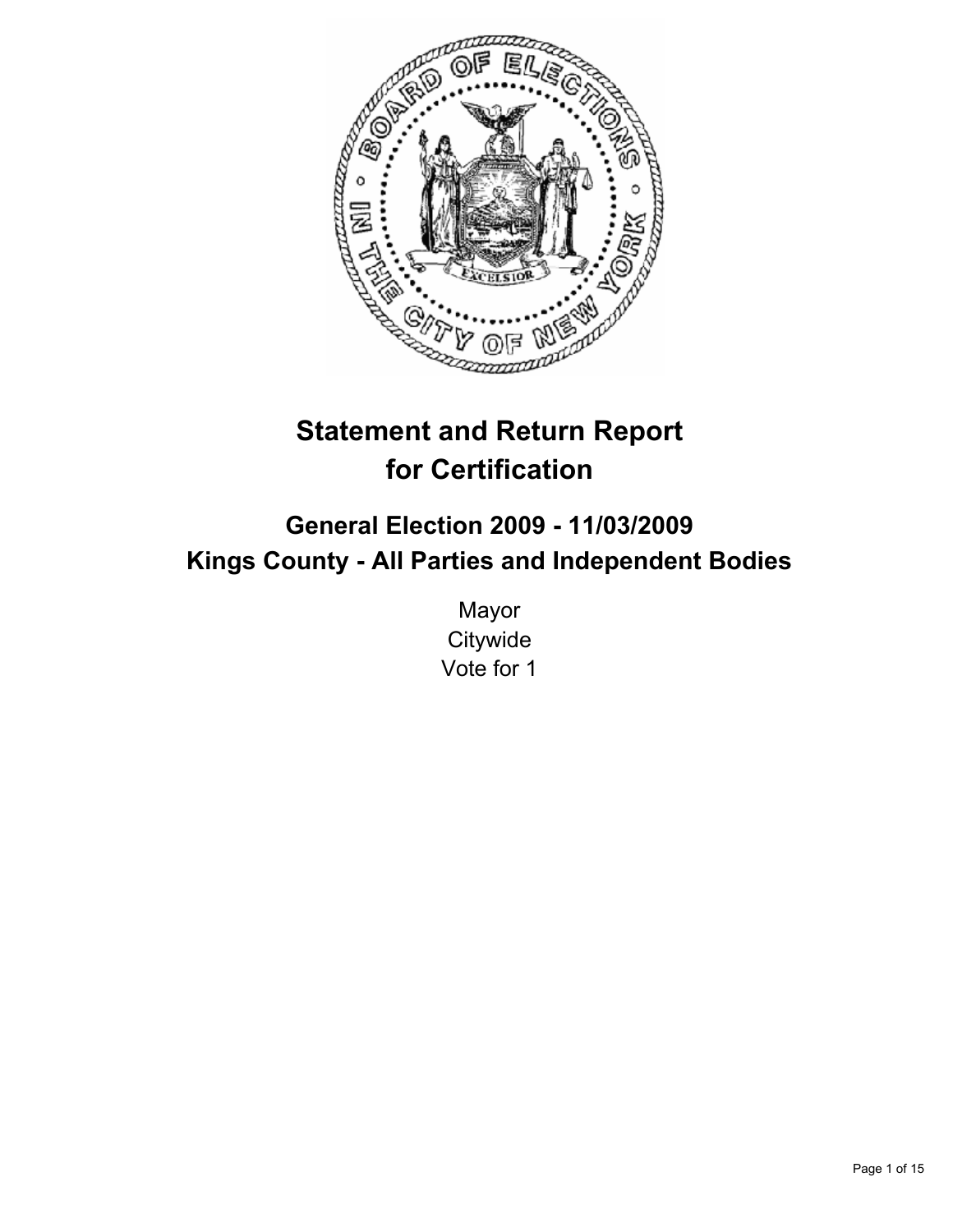# Statement and Return Report for Certification

## General Election 2009 - 11/03/2009
## Kings County - All Parties and Independent Bodies

Mayor
Citywide
Vote for 1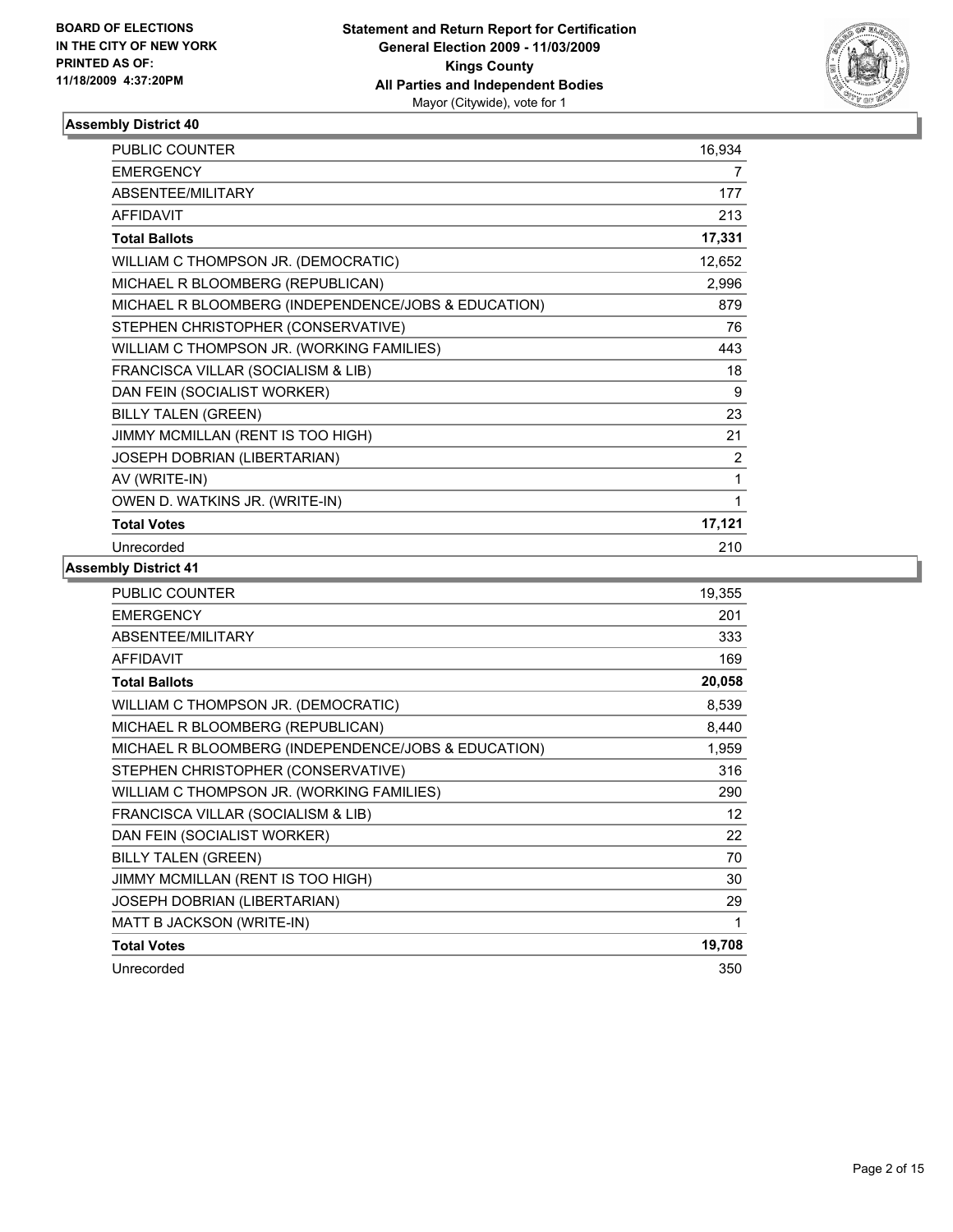BOARD OF ELECTIONS
IN THE CITY OF NEW YORK
PRINTED AS OF:
11/18/2009 4:37:20PM

**Statement and Return Report for Certification**
**General Election 2009 - 11/03/2009**
**Kings County**
**All Parties and Independent Bodies**
Mayor (Citywide), vote for 1

### Assembly District 40

| | |
|---|---|
| PUBLIC COUNTER | 16,934 |
| EMERGENCY | 7 |
| ABSENTEE/MILITARY | 177 |
| AFFIDAVIT | 213 |
| **Total Ballots** | **17,331** |
| WILLIAM C THOMPSON JR. (DEMOCRATIC) | 12,652 |
| MICHAEL R BLOOMBERG (REPUBLICAN) | 2,996 |
| MICHAEL R BLOOMBERG (INDEPENDENCE/JOBS & EDUCATION) | 879 |
| STEPHEN CHRISTOPHER (CONSERVATIVE) | 76 |
| WILLIAM C THOMPSON JR. (WORKING FAMILIES) | 443 |
| FRANCISCA VILLAR (SOCIALISM & LIB) | 18 |
| DAN FEIN (SOCIALIST WORKER) | 9 |
| BILLY TALEN (GREEN) | 23 |
| JIMMY MCMILLAN (RENT IS TOO HIGH) | 21 |
| JOSEPH DOBRIAN (LIBERTARIAN) | 2 |
| AV (WRITE-IN) | 1 |
| OWEN D. WATKINS JR. (WRITE-IN) | 1 |
| **Total Votes** | **17,121** |
| Unrecorded | 210 |

### Assembly District 41

| | |
|---|---|
| PUBLIC COUNTER | 19,355 |
| EMERGENCY | 201 |
| ABSENTEE/MILITARY | 333 |
| AFFIDAVIT | 169 |
| **Total Ballots** | **20,058** |
| WILLIAM C THOMPSON JR. (DEMOCRATIC) | 8,539 |
| MICHAEL R BLOOMBERG (REPUBLICAN) | 8,440 |
| MICHAEL R BLOOMBERG (INDEPENDENCE/JOBS & EDUCATION) | 1,959 |
| STEPHEN CHRISTOPHER (CONSERVATIVE) | 316 |
| WILLIAM C THOMPSON JR. (WORKING FAMILIES) | 290 |
| FRANCISCA VILLAR (SOCIALISM & LIB) | 12 |
| DAN FEIN (SOCIALIST WORKER) | 22 |
| BILLY TALEN (GREEN) | 70 |
| JIMMY MCMILLAN (RENT IS TOO HIGH) | 30 |
| JOSEPH DOBRIAN (LIBERTARIAN) | 29 |
| MATT B JACKSON (WRITE-IN) | 1 |
| **Total Votes** | **19,708** |
| Unrecorded | 350 |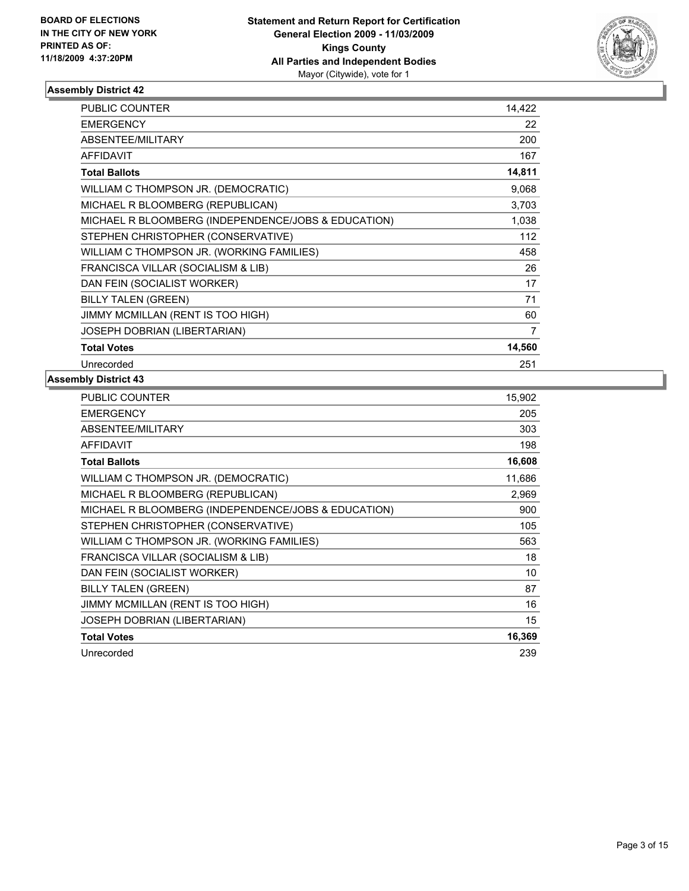**BOARD OF ELECTIONS IN THE CITY OF NEW YORK PRINTED AS OF: 11/18/2009 4:37:20PM**

**Statement and Return Report for Certification General Election 2009 - 11/03/2009 Kings County All Parties and Independent Bodies**
Mayor (Citywide), vote for 1

### Assembly District 42

| | |
|---|---|
| PUBLIC COUNTER | 14,422 |
| EMERGENCY | 22 |
| ABSENTEE/MILITARY | 200 |
| AFFIDAVIT | 167 |
| **Total Ballots** | **14,811** |
| WILLIAM C THOMPSON JR. (DEMOCRATIC) | 9,068 |
| MICHAEL R BLOOMBERG (REPUBLICAN) | 3,703 |
| MICHAEL R BLOOMBERG (INDEPENDENCE/JOBS & EDUCATION) | 1,038 |
| STEPHEN CHRISTOPHER (CONSERVATIVE) | 112 |
| WILLIAM C THOMPSON JR. (WORKING FAMILIES) | 458 |
| FRANCISCA VILLAR (SOCIALISM & LIB) | 26 |
| DAN FEIN (SOCIALIST WORKER) | 17 |
| BILLY TALEN (GREEN) | 71 |
| JIMMY MCMILLAN (RENT IS TOO HIGH) | 60 |
| JOSEPH DOBRIAN (LIBERTARIAN) | 7 |
| **Total Votes** | **14,560** |
| Unrecorded | 251 |

### Assembly District 43

| | |
|---|---|
| PUBLIC COUNTER | 15,902 |
| EMERGENCY | 205 |
| ABSENTEE/MILITARY | 303 |
| AFFIDAVIT | 198 |
| **Total Ballots** | **16,608** |
| WILLIAM C THOMPSON JR. (DEMOCRATIC) | 11,686 |
| MICHAEL R BLOOMBERG (REPUBLICAN) | 2,969 |
| MICHAEL R BLOOMBERG (INDEPENDENCE/JOBS & EDUCATION) | 900 |
| STEPHEN CHRISTOPHER (CONSERVATIVE) | 105 |
| WILLIAM C THOMPSON JR. (WORKING FAMILIES) | 563 |
| FRANCISCA VILLAR (SOCIALISM & LIB) | 18 |
| DAN FEIN (SOCIALIST WORKER) | 10 |
| BILLY TALEN (GREEN) | 87 |
| JIMMY MCMILLAN (RENT IS TOO HIGH) | 16 |
| JOSEPH DOBRIAN (LIBERTARIAN) | 15 |
| **Total Votes** | **16,369** |
| Unrecorded | 239 |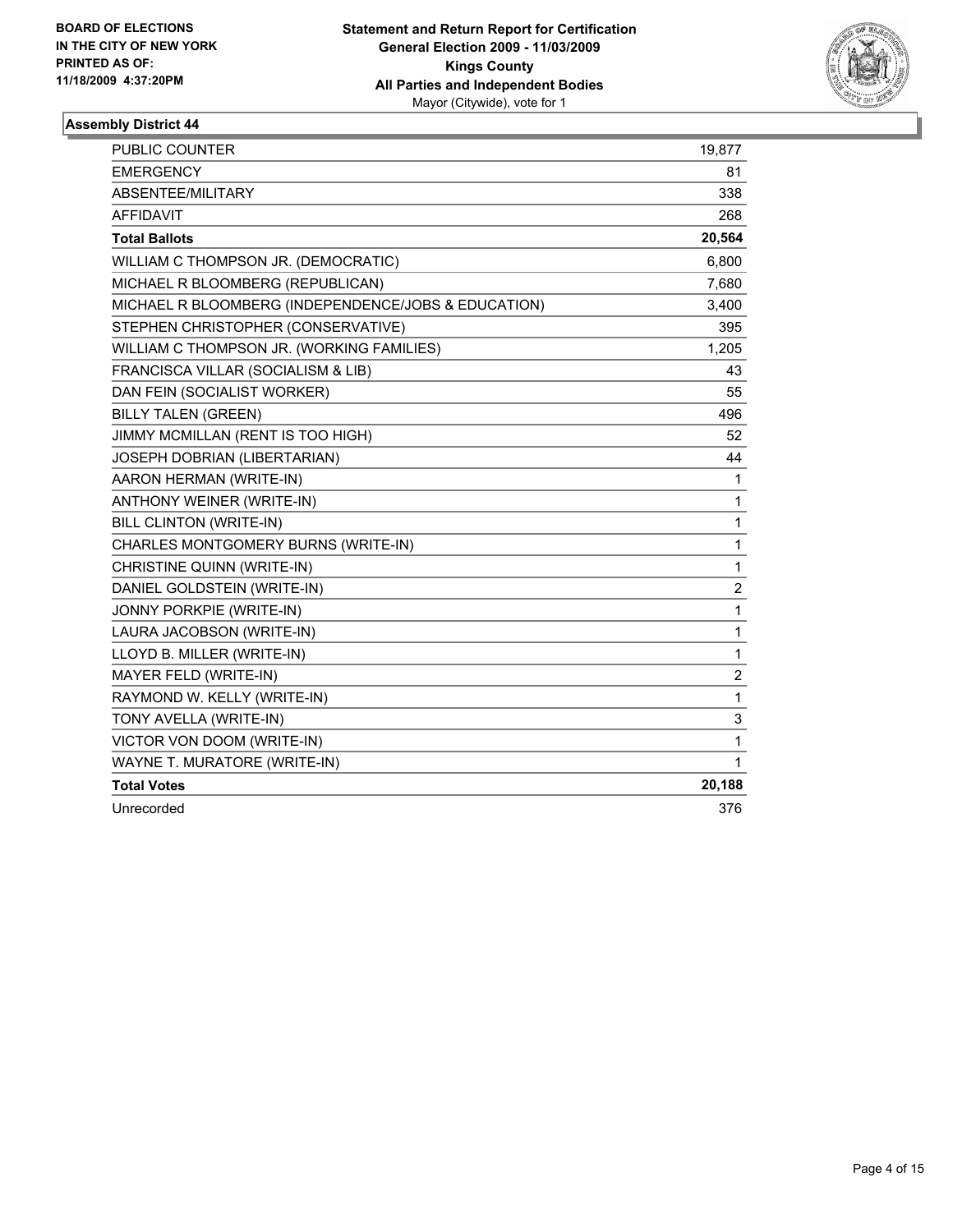**BOARD OF ELECTIONS**
**IN THE CITY OF NEW YORK**
**PRINTED AS OF:**
**11/18/2009 4:37:20PM**

**Statement and Return Report for Certification**
**General Election 2009 - 11/03/2009**
**Kings County**
**All Parties and Independent Bodies**
Mayor (Citywide), vote for 1

### Assembly District 44

| | |
|---|---|
| PUBLIC COUNTER | 19,877 |
| EMERGENCY | 81 |
| ABSENTEE/MILITARY | 338 |
| AFFIDAVIT | 268 |
| **Total Ballots** | **20,564** |
| WILLIAM C THOMPSON JR. (DEMOCRATIC) | 6,800 |
| MICHAEL R BLOOMBERG (REPUBLICAN) | 7,680 |
| MICHAEL R BLOOMBERG (INDEPENDENCE/JOBS & EDUCATION) | 3,400 |
| STEPHEN CHRISTOPHER (CONSERVATIVE) | 395 |
| WILLIAM C THOMPSON JR. (WORKING FAMILIES) | 1,205 |
| FRANCISCA VILLAR (SOCIALISM & LIB) | 43 |
| DAN FEIN (SOCIALIST WORKER) | 55 |
| BILLY TALEN (GREEN) | 496 |
| JIMMY MCMILLAN (RENT IS TOO HIGH) | 52 |
| JOSEPH DOBRIAN (LIBERTARIAN) | 44 |
| AARON HERMAN (WRITE-IN) | 1 |
| ANTHONY WEINER (WRITE-IN) | 1 |
| BILL CLINTON (WRITE-IN) | 1 |
| CHARLES MONTGOMERY BURNS (WRITE-IN) | 1 |
| CHRISTINE QUINN (WRITE-IN) | 1 |
| DANIEL GOLDSTEIN (WRITE-IN) | 2 |
| JONNY PORKPIE (WRITE-IN) | 1 |
| LAURA JACOBSON (WRITE-IN) | 1 |
| LLOYD B. MILLER (WRITE-IN) | 1 |
| MAYER FELD (WRITE-IN) | 2 |
| RAYMOND W. KELLY (WRITE-IN) | 1 |
| TONY AVELLA (WRITE-IN) | 3 |
| VICTOR VON DOOM (WRITE-IN) | 1 |
| WAYNE T. MURATORE (WRITE-IN) | 1 |
| **Total Votes** | **20,188** |
| Unrecorded | 376 |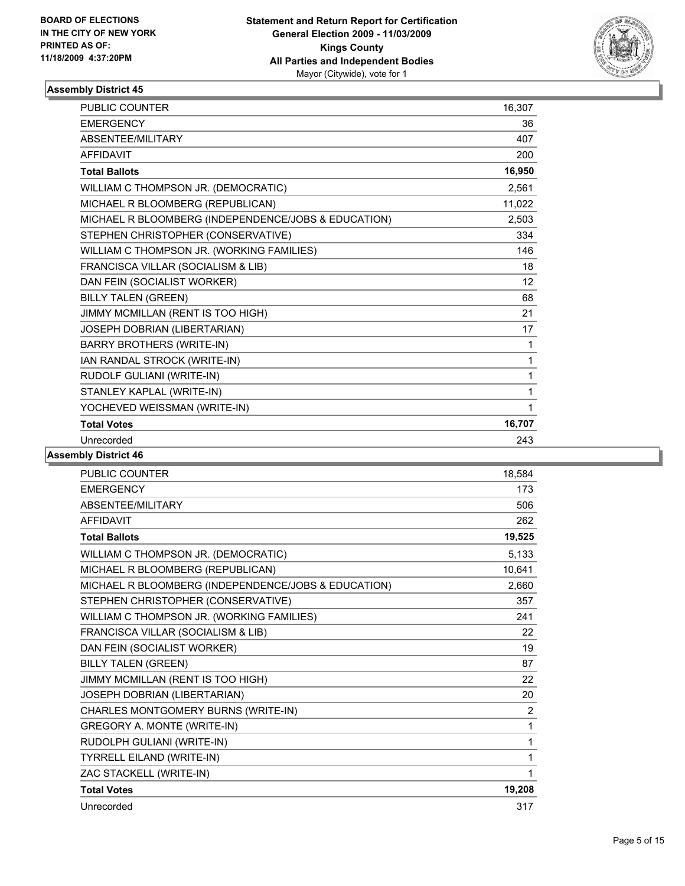**BOARD OF ELECTIONS IN THE CITY OF NEW YORK PRINTED AS OF: 11/18/2009 4:37:20PM**

**Statement and Return Report for Certification General Election 2009 - 11/03/2009 Kings County All Parties and Independent Bodies**
Mayor (Citywide), vote for 1

## Assembly District 45

| | |
|---|---|
| PUBLIC COUNTER | 16,307 |
| EMERGENCY | 36 |
| ABSENTEE/MILITARY | 407 |
| AFFIDAVIT | 200 |
| **Total Ballots** | **16,950** |
| WILLIAM C THOMPSON JR. (DEMOCRATIC) | 2,561 |
| MICHAEL R BLOOMBERG (REPUBLICAN) | 11,022 |
| MICHAEL R BLOOMBERG (INDEPENDENCE/JOBS & EDUCATION) | 2,503 |
| STEPHEN CHRISTOPHER (CONSERVATIVE) | 334 |
| WILLIAM C THOMPSON JR. (WORKING FAMILIES) | 146 |
| FRANCISCA VILLAR (SOCIALISM & LIB) | 18 |
| DAN FEIN (SOCIALIST WORKER) | 12 |
| BILLY TALEN (GREEN) | 68 |
| JIMMY MCMILLAN (RENT IS TOO HIGH) | 21 |
| JOSEPH DOBRIAN (LIBERTARIAN) | 17 |
| BARRY BROTHERS (WRITE-IN) | 1 |
| IAN RANDAL STROCK (WRITE-IN) | 1 |
| RUDOLF GULIANI (WRITE-IN) | 1 |
| STANLEY KAPLAL (WRITE-IN) | 1 |
| YOCHEVED WEISSMAN (WRITE-IN) | 1 |
| **Total Votes** | **16,707** |
| Unrecorded | 243 |

## Assembly District 46

| | |
|---|---|
| PUBLIC COUNTER | 18,584 |
| EMERGENCY | 173 |
| ABSENTEE/MILITARY | 506 |
| AFFIDAVIT | 262 |
| **Total Ballots** | **19,525** |
| WILLIAM C THOMPSON JR. (DEMOCRATIC) | 5,133 |
| MICHAEL R BLOOMBERG (REPUBLICAN) | 10,641 |
| MICHAEL R BLOOMBERG (INDEPENDENCE/JOBS & EDUCATION) | 2,660 |
| STEPHEN CHRISTOPHER (CONSERVATIVE) | 357 |
| WILLIAM C THOMPSON JR. (WORKING FAMILIES) | 241 |
| FRANCISCA VILLAR (SOCIALISM & LIB) | 22 |
| DAN FEIN (SOCIALIST WORKER) | 19 |
| BILLY TALEN (GREEN) | 87 |
| JIMMY MCMILLAN (RENT IS TOO HIGH) | 22 |
| JOSEPH DOBRIAN (LIBERTARIAN) | 20 |
| CHARLES MONTGOMERY BURNS (WRITE-IN) | 2 |
| GREGORY A. MONTE (WRITE-IN) | 1 |
| RUDOLPH GULIANI (WRITE-IN) | 1 |
| TYRRELL EILAND (WRITE-IN) | 1 |
| ZAC STACKELL (WRITE-IN) | 1 |
| **Total Votes** | **19,208** |
| Unrecorded | 317 |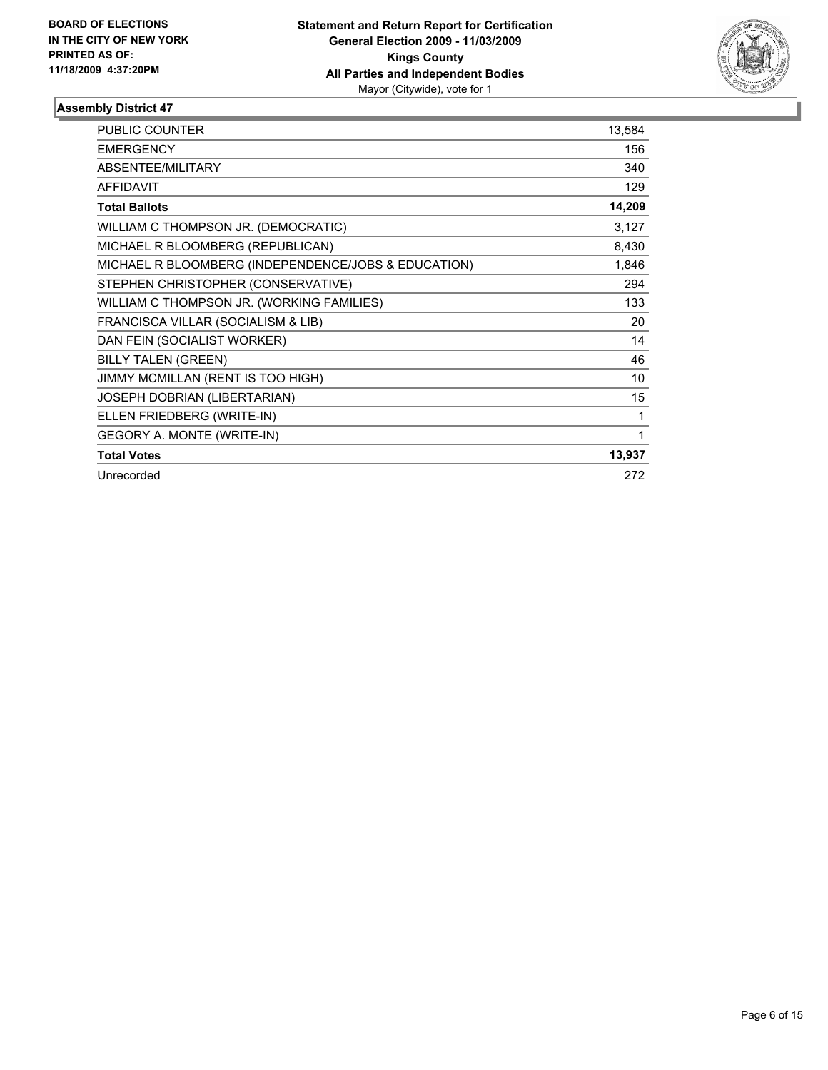**BOARD OF ELECTIONS IN THE CITY OF NEW YORK PRINTED AS OF: 11/18/2009 4:37:20PM**

**Statement and Return Report for Certification General Election 2009 - 11/03/2009 Kings County All Parties and Independent Bodies**
Mayor (Citywide), vote for 1

## Assembly District 47

| | |
|---|---|
| PUBLIC COUNTER | 13,584 |
| EMERGENCY | 156 |
| ABSENTEE/MILITARY | 340 |
| AFFIDAVIT | 129 |
| **Total Ballots** | **14,209** |
| WILLIAM C THOMPSON JR. (DEMOCRATIC) | 3,127 |
| MICHAEL R BLOOMBERG (REPUBLICAN) | 8,430 |
| MICHAEL R BLOOMBERG (INDEPENDENCE/JOBS & EDUCATION) | 1,846 |
| STEPHEN CHRISTOPHER (CONSERVATIVE) | 294 |
| WILLIAM C THOMPSON JR. (WORKING FAMILIES) | 133 |
| FRANCISCA VILLAR (SOCIALISM & LIB) | 20 |
| DAN FEIN (SOCIALIST WORKER) | 14 |
| BILLY TALEN (GREEN) | 46 |
| JIMMY MCMILLAN (RENT IS TOO HIGH) | 10 |
| JOSEPH DOBRIAN (LIBERTARIAN) | 15 |
| ELLEN FRIEDBERG (WRITE-IN) | 1 |
| GEGORY A. MONTE (WRITE-IN) | 1 |
| **Total Votes** | **13,937** |
| Unrecorded | 272 |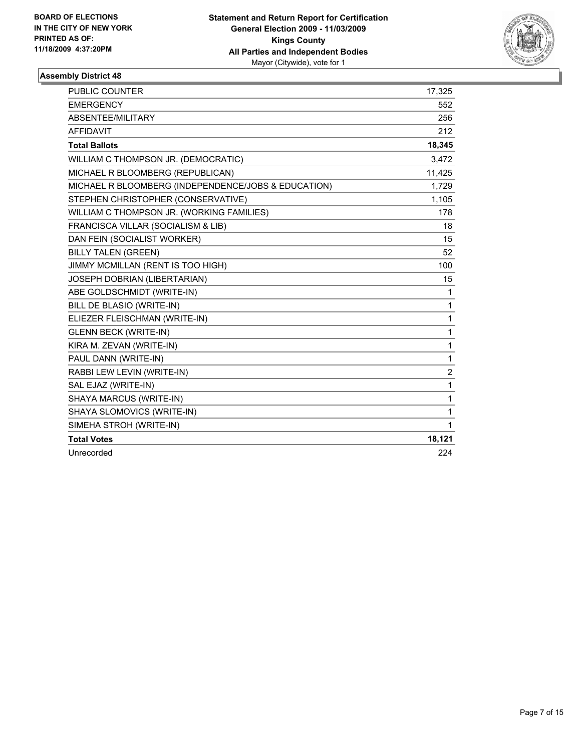BOARD OF ELECTIONS
IN THE CITY OF NEW YORK
PRINTED AS OF:
11/18/2009 4:37:20PM

**Statement and Return Report for Certification**
**General Election 2009 - 11/03/2009**
**Kings County**
**All Parties and Independent Bodies**
Mayor (Citywide), vote for 1

## Assembly District 48

| | |
|---|---|
| PUBLIC COUNTER | 17,325 |
| EMERGENCY | 552 |
| ABSENTEE/MILITARY | 256 |
| AFFIDAVIT | 212 |
| **Total Ballots** | **18,345** |
| WILLIAM C THOMPSON JR. (DEMOCRATIC) | 3,472 |
| MICHAEL R BLOOMBERG (REPUBLICAN) | 11,425 |
| MICHAEL R BLOOMBERG (INDEPENDENCE/JOBS & EDUCATION) | 1,729 |
| STEPHEN CHRISTOPHER (CONSERVATIVE) | 1,105 |
| WILLIAM C THOMPSON JR. (WORKING FAMILIES) | 178 |
| FRANCISCA VILLAR (SOCIALISM & LIB) | 18 |
| DAN FEIN (SOCIALIST WORKER) | 15 |
| BILLY TALEN (GREEN) | 52 |
| JIMMY MCMILLAN (RENT IS TOO HIGH) | 100 |
| JOSEPH DOBRIAN (LIBERTARIAN) | 15 |
| ABE GOLDSCHMIDT (WRITE-IN) | 1 |
| BILL DE BLASIO (WRITE-IN) | 1 |
| ELIEZER FLEISCHMAN (WRITE-IN) | 1 |
| GLENN BECK (WRITE-IN) | 1 |
| KIRA M. ZEVAN (WRITE-IN) | 1 |
| PAUL DANN (WRITE-IN) | 1 |
| RABBI LEW LEVIN (WRITE-IN) | 2 |
| SAL EJAZ (WRITE-IN) | 1 |
| SHAYA MARCUS (WRITE-IN) | 1 |
| SHAYA SLOMOVICS (WRITE-IN) | 1 |
| SIMEHA STROH (WRITE-IN) | 1 |
| **Total Votes** | **18,121** |
| Unrecorded | 224 |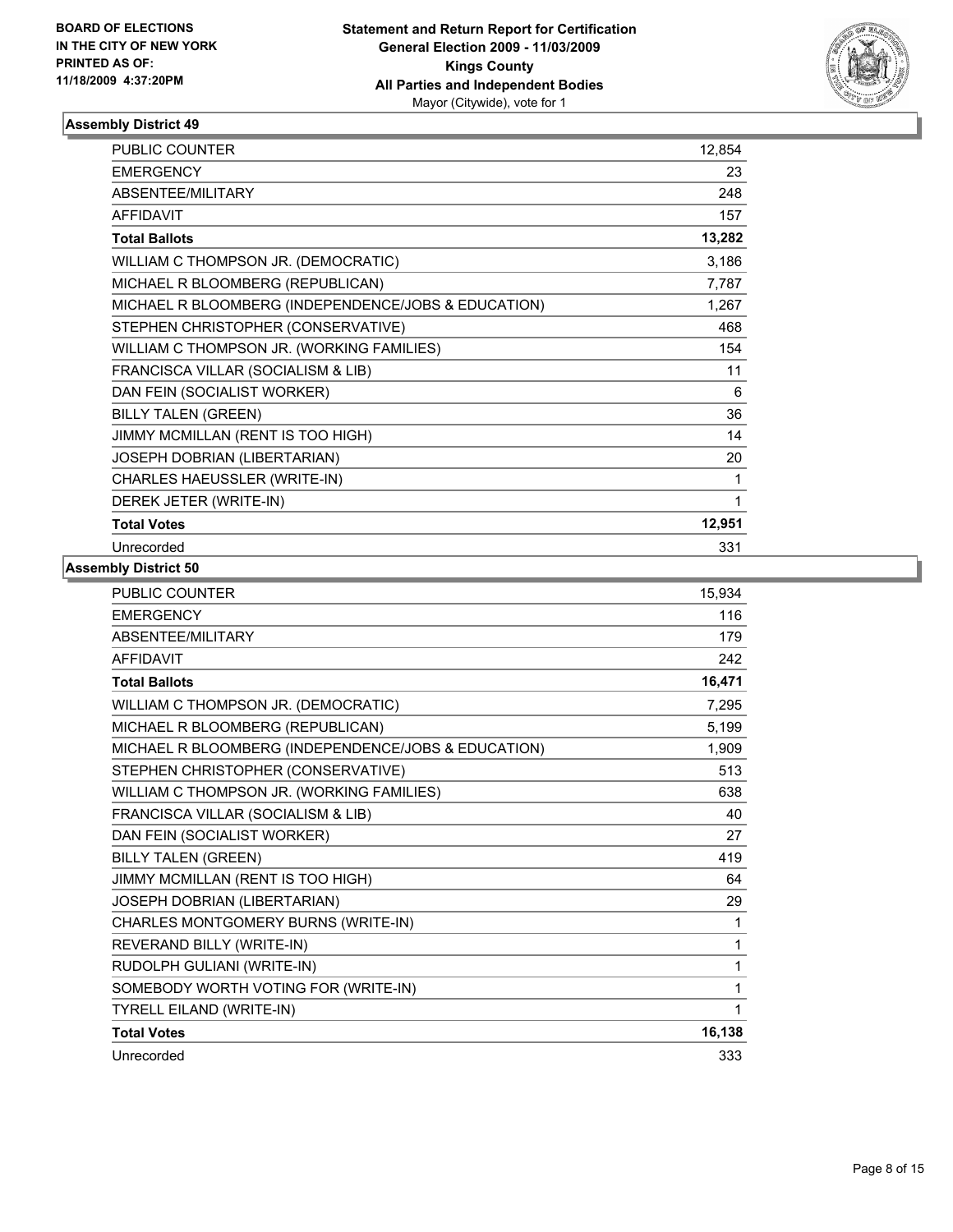**BOARD OF ELECTIONS IN THE CITY OF NEW YORK PRINTED AS OF: 11/18/2009 4:37:20PM**

**Statement and Return Report for Certification General Election 2009 - 11/03/2009 Kings County All Parties and Independent Bodies** Mayor (Citywide), vote for 1

### Assembly District 49

| | |
|---|---|
| PUBLIC COUNTER | 12,854 |
| EMERGENCY | 23 |
| ABSENTEE/MILITARY | 248 |
| AFFIDAVIT | 157 |
| **Total Ballots** | **13,282** |
| WILLIAM C THOMPSON JR. (DEMOCRATIC) | 3,186 |
| MICHAEL R BLOOMBERG (REPUBLICAN) | 7,787 |
| MICHAEL R BLOOMBERG (INDEPENDENCE/JOBS & EDUCATION) | 1,267 |
| STEPHEN CHRISTOPHER (CONSERVATIVE) | 468 |
| WILLIAM C THOMPSON JR. (WORKING FAMILIES) | 154 |
| FRANCISCA VILLAR (SOCIALISM & LIB) | 11 |
| DAN FEIN (SOCIALIST WORKER) | 6 |
| BILLY TALEN (GREEN) | 36 |
| JIMMY MCMILLAN (RENT IS TOO HIGH) | 14 |
| JOSEPH DOBRIAN (LIBERTARIAN) | 20 |
| CHARLES HAEUSSLER (WRITE-IN) | 1 |
| DEREK JETER (WRITE-IN) | 1 |
| **Total Votes** | **12,951** |
| Unrecorded | 331 |

### Assembly District 50

| | |
|---|---|
| PUBLIC COUNTER | 15,934 |
| EMERGENCY | 116 |
| ABSENTEE/MILITARY | 179 |
| AFFIDAVIT | 242 |
| **Total Ballots** | **16,471** |
| WILLIAM C THOMPSON JR. (DEMOCRATIC) | 7,295 |
| MICHAEL R BLOOMBERG (REPUBLICAN) | 5,199 |
| MICHAEL R BLOOMBERG (INDEPENDENCE/JOBS & EDUCATION) | 1,909 |
| STEPHEN CHRISTOPHER (CONSERVATIVE) | 513 |
| WILLIAM C THOMPSON JR. (WORKING FAMILIES) | 638 |
| FRANCISCA VILLAR (SOCIALISM & LIB) | 40 |
| DAN FEIN (SOCIALIST WORKER) | 27 |
| BILLY TALEN (GREEN) | 419 |
| JIMMY MCMILLAN (RENT IS TOO HIGH) | 64 |
| JOSEPH DOBRIAN (LIBERTARIAN) | 29 |
| CHARLES MONTGOMERY BURNS (WRITE-IN) | 1 |
| REVERAND BILLY (WRITE-IN) | 1 |
| RUDOLPH GULIANI (WRITE-IN) | 1 |
| SOMEBODY WORTH VOTING FOR (WRITE-IN) | 1 |
| TYRELL EILAND (WRITE-IN) | 1 |
| **Total Votes** | **16,138** |
| Unrecorded | 333 |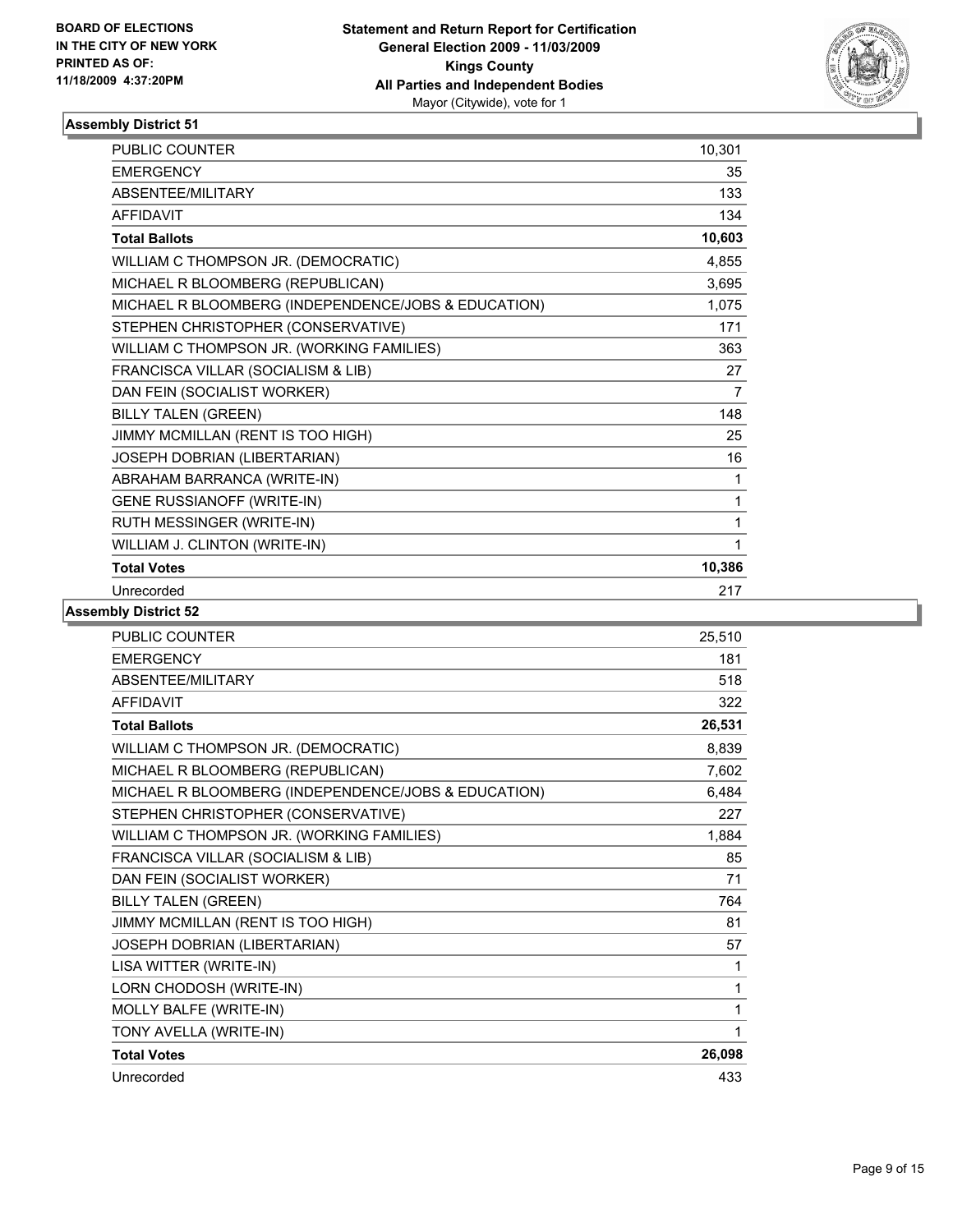BOARD OF ELECTIONS
IN THE CITY OF NEW YORK
PRINTED AS OF:
11/18/2009 4:37:20PM

**Statement and Return Report for Certification**
**General Election 2009 - 11/03/2009**
**Kings County**
**All Parties and Independent Bodies**
Mayor (Citywide), vote for 1

### Assembly District 51

| | |
|---|---|
| PUBLIC COUNTER | 10,301 |
| EMERGENCY | 35 |
| ABSENTEE/MILITARY | 133 |
| AFFIDAVIT | 134 |
| **Total Ballots** | **10,603** |
| WILLIAM C THOMPSON JR. (DEMOCRATIC) | 4,855 |
| MICHAEL R BLOOMBERG (REPUBLICAN) | 3,695 |
| MICHAEL R BLOOMBERG (INDEPENDENCE/JOBS & EDUCATION) | 1,075 |
| STEPHEN CHRISTOPHER (CONSERVATIVE) | 171 |
| WILLIAM C THOMPSON JR. (WORKING FAMILIES) | 363 |
| FRANCISCA VILLAR (SOCIALISM & LIB) | 27 |
| DAN FEIN (SOCIALIST WORKER) | 7 |
| BILLY TALEN (GREEN) | 148 |
| JIMMY MCMILLAN (RENT IS TOO HIGH) | 25 |
| JOSEPH DOBRIAN (LIBERTARIAN) | 16 |
| ABRAHAM BARRANCA (WRITE-IN) | 1 |
| GENE RUSSIANOFF (WRITE-IN) | 1 |
| RUTH MESSINGER (WRITE-IN) | 1 |
| WILLIAM J. CLINTON (WRITE-IN) | 1 |
| **Total Votes** | **10,386** |
| Unrecorded | 217 |

### Assembly District 52

| | |
|---|---|
| PUBLIC COUNTER | 25,510 |
| EMERGENCY | 181 |
| ABSENTEE/MILITARY | 518 |
| AFFIDAVIT | 322 |
| **Total Ballots** | **26,531** |
| WILLIAM C THOMPSON JR. (DEMOCRATIC) | 8,839 |
| MICHAEL R BLOOMBERG (REPUBLICAN) | 7,602 |
| MICHAEL R BLOOMBERG (INDEPENDENCE/JOBS & EDUCATION) | 6,484 |
| STEPHEN CHRISTOPHER (CONSERVATIVE) | 227 |
| WILLIAM C THOMPSON JR. (WORKING FAMILIES) | 1,884 |
| FRANCISCA VILLAR (SOCIALISM & LIB) | 85 |
| DAN FEIN (SOCIALIST WORKER) | 71 |
| BILLY TALEN (GREEN) | 764 |
| JIMMY MCMILLAN (RENT IS TOO HIGH) | 81 |
| JOSEPH DOBRIAN (LIBERTARIAN) | 57 |
| LISA WITTER (WRITE-IN) | 1 |
| LORN CHODOSH (WRITE-IN) | 1 |
| MOLLY BALFE (WRITE-IN) | 1 |
| TONY AVELLA (WRITE-IN) | 1 |
| **Total Votes** | **26,098** |
| Unrecorded | 433 |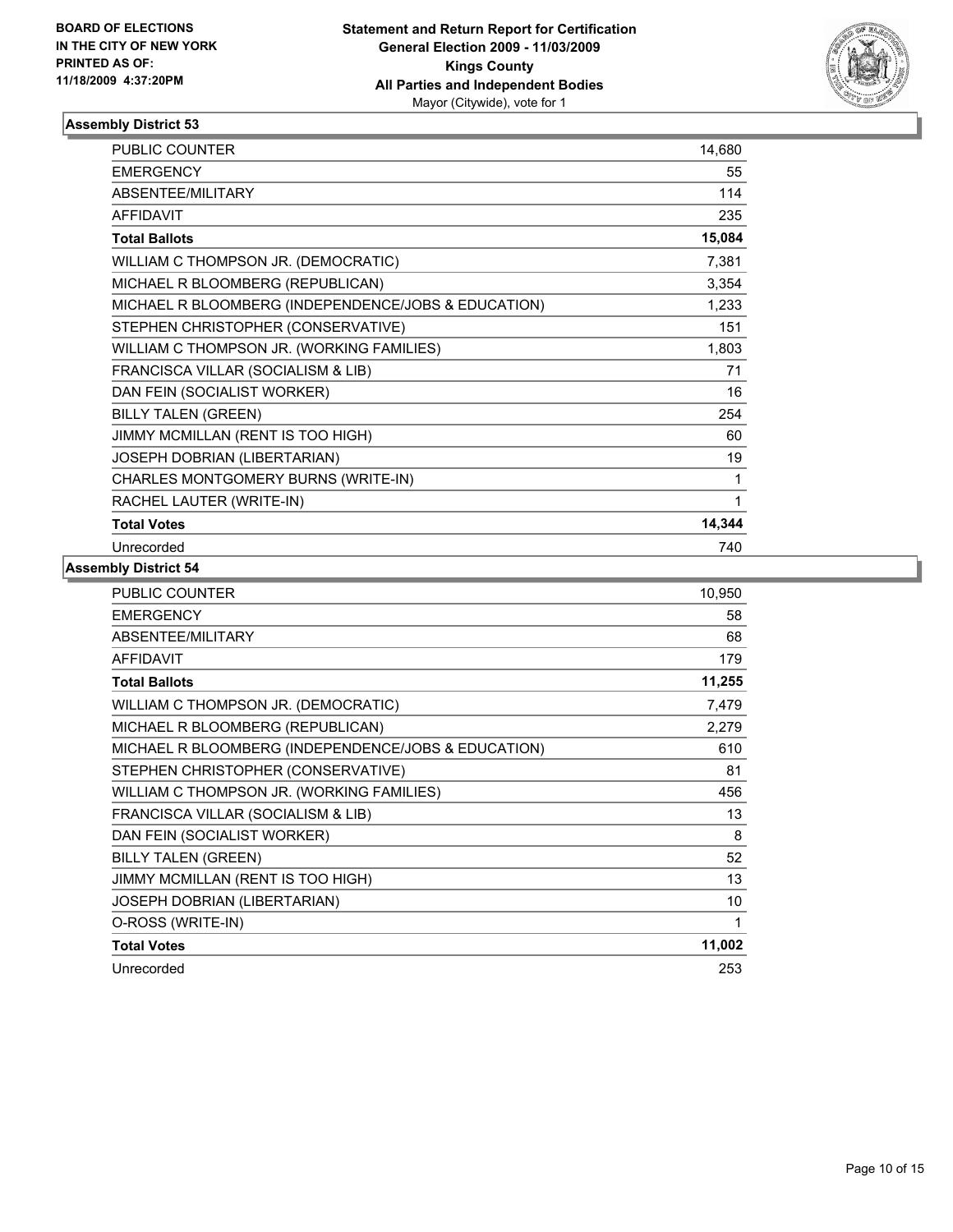BOARD OF ELECTIONS
IN THE CITY OF NEW YORK
PRINTED AS OF:
11/18/2009 4:37:20PM

**Statement and Return Report for Certification**
**General Election 2009 - 11/03/2009**
**Kings County**
**All Parties and Independent Bodies**
Mayor (Citywide), vote for 1

### Assembly District 53

| | |
|---|---|
| PUBLIC COUNTER | 14,680 |
| EMERGENCY | 55 |
| ABSENTEE/MILITARY | 114 |
| AFFIDAVIT | 235 |
| **Total Ballots** | **15,084** |
| WILLIAM C THOMPSON JR. (DEMOCRATIC) | 7,381 |
| MICHAEL R BLOOMBERG (REPUBLICAN) | 3,354 |
| MICHAEL R BLOOMBERG (INDEPENDENCE/JOBS & EDUCATION) | 1,233 |
| STEPHEN CHRISTOPHER (CONSERVATIVE) | 151 |
| WILLIAM C THOMPSON JR. (WORKING FAMILIES) | 1,803 |
| FRANCISCA VILLAR (SOCIALISM & LIB) | 71 |
| DAN FEIN (SOCIALIST WORKER) | 16 |
| BILLY TALEN (GREEN) | 254 |
| JIMMY MCMILLAN (RENT IS TOO HIGH) | 60 |
| JOSEPH DOBRIAN (LIBERTARIAN) | 19 |
| CHARLES MONTGOMERY BURNS (WRITE-IN) | 1 |
| RACHEL LAUTER (WRITE-IN) | 1 |
| **Total Votes** | **14,344** |
| Unrecorded | 740 |

### Assembly District 54

| | |
|---|---|
| PUBLIC COUNTER | 10,950 |
| EMERGENCY | 58 |
| ABSENTEE/MILITARY | 68 |
| AFFIDAVIT | 179 |
| **Total Ballots** | **11,255** |
| WILLIAM C THOMPSON JR. (DEMOCRATIC) | 7,479 |
| MICHAEL R BLOOMBERG (REPUBLICAN) | 2,279 |
| MICHAEL R BLOOMBERG (INDEPENDENCE/JOBS & EDUCATION) | 610 |
| STEPHEN CHRISTOPHER (CONSERVATIVE) | 81 |
| WILLIAM C THOMPSON JR. (WORKING FAMILIES) | 456 |
| FRANCISCA VILLAR (SOCIALISM & LIB) | 13 |
| DAN FEIN (SOCIALIST WORKER) | 8 |
| BILLY TALEN (GREEN) | 52 |
| JIMMY MCMILLAN (RENT IS TOO HIGH) | 13 |
| JOSEPH DOBRIAN (LIBERTARIAN) | 10 |
| O-ROSS (WRITE-IN) | 1 |
| **Total Votes** | **11,002** |
| Unrecorded | 253 |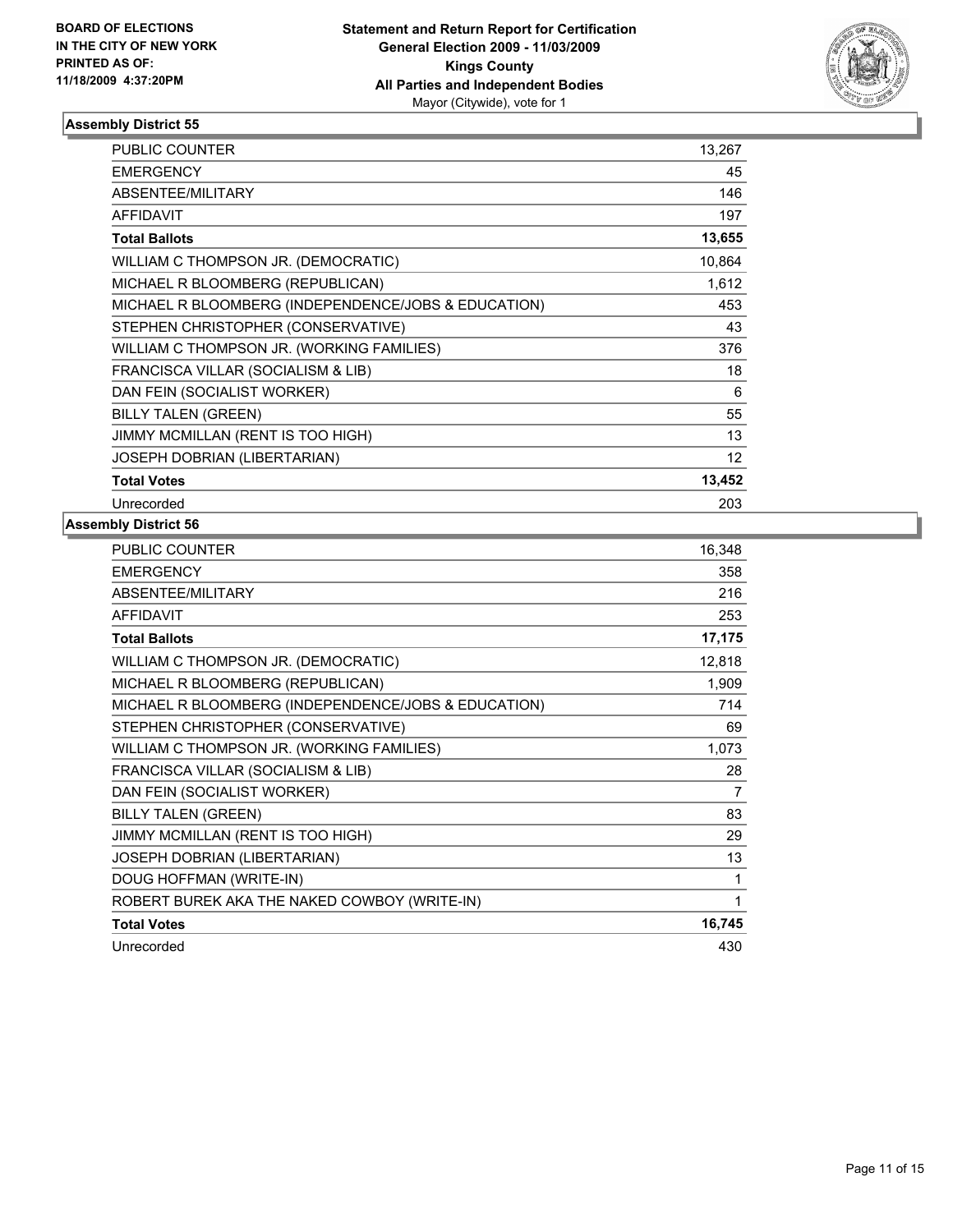BOARD OF ELECTIONS
IN THE CITY OF NEW YORK
PRINTED AS OF:
11/18/2009 4:37:20PM

**Statement and Return Report for Certification**
**General Election 2009 - 11/03/2009**
**Kings County**
**All Parties and Independent Bodies**
Mayor (Citywide), vote for 1

### Assembly District 55

| | |
|---|---|
| PUBLIC COUNTER | 13,267 |
| EMERGENCY | 45 |
| ABSENTEE/MILITARY | 146 |
| AFFIDAVIT | 197 |
| **Total Ballots** | **13,655** |
| WILLIAM C THOMPSON JR. (DEMOCRATIC) | 10,864 |
| MICHAEL R BLOOMBERG (REPUBLICAN) | 1,612 |
| MICHAEL R BLOOMBERG (INDEPENDENCE/JOBS & EDUCATION) | 453 |
| STEPHEN CHRISTOPHER (CONSERVATIVE) | 43 |
| WILLIAM C THOMPSON JR. (WORKING FAMILIES) | 376 |
| FRANCISCA VILLAR (SOCIALISM & LIB) | 18 |
| DAN FEIN (SOCIALIST WORKER) | 6 |
| BILLY TALEN (GREEN) | 55 |
| JIMMY MCMILLAN (RENT IS TOO HIGH) | 13 |
| JOSEPH DOBRIAN (LIBERTARIAN) | 12 |
| **Total Votes** | **13,452** |
| Unrecorded | 203 |

### Assembly District 56

| | |
|---|---|
| PUBLIC COUNTER | 16,348 |
| EMERGENCY | 358 |
| ABSENTEE/MILITARY | 216 |
| AFFIDAVIT | 253 |
| **Total Ballots** | **17,175** |
| WILLIAM C THOMPSON JR. (DEMOCRATIC) | 12,818 |
| MICHAEL R BLOOMBERG (REPUBLICAN) | 1,909 |
| MICHAEL R BLOOMBERG (INDEPENDENCE/JOBS & EDUCATION) | 714 |
| STEPHEN CHRISTOPHER (CONSERVATIVE) | 69 |
| WILLIAM C THOMPSON JR. (WORKING FAMILIES) | 1,073 |
| FRANCISCA VILLAR (SOCIALISM & LIB) | 28 |
| DAN FEIN (SOCIALIST WORKER) | 7 |
| BILLY TALEN (GREEN) | 83 |
| JIMMY MCMILLAN (RENT IS TOO HIGH) | 29 |
| JOSEPH DOBRIAN (LIBERTARIAN) | 13 |
| DOUG HOFFMAN (WRITE-IN) | 1 |
| ROBERT BUREK AKA THE NAKED COWBOY (WRITE-IN) | 1 |
| **Total Votes** | **16,745** |
| Unrecorded | 430 |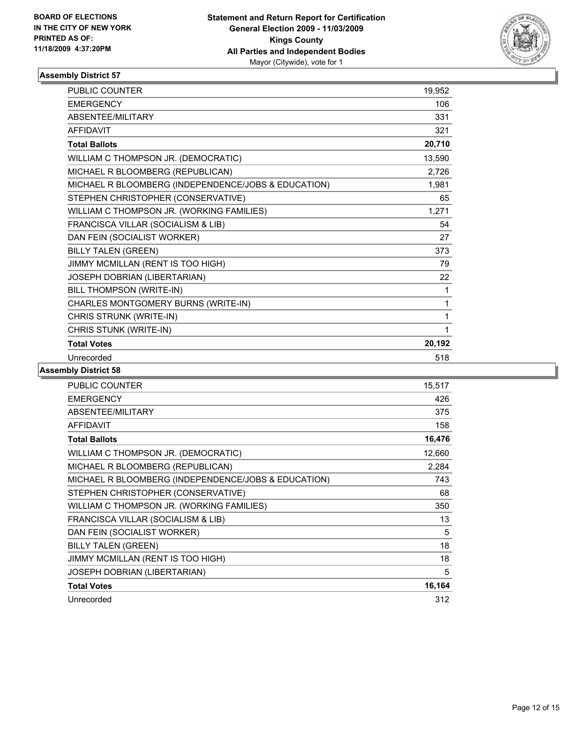BOARD OF ELECTIONS
IN THE CITY OF NEW YORK
PRINTED AS OF:
11/18/2009 4:37:20PM

**Statement and Return Report for Certification**
**General Election 2009 - 11/03/2009**
**Kings County**
**All Parties and Independent Bodies**
Mayor (Citywide), vote for 1

## Assembly District 57

| | |
|---|---|
| PUBLIC COUNTER | 19,952 |
| EMERGENCY | 106 |
| ABSENTEE/MILITARY | 331 |
| AFFIDAVIT | 321 |
| **Total Ballots** | **20,710** |
| WILLIAM C THOMPSON JR. (DEMOCRATIC) | 13,590 |
| MICHAEL R BLOOMBERG (REPUBLICAN) | 2,726 |
| MICHAEL R BLOOMBERG (INDEPENDENCE/JOBS & EDUCATION) | 1,981 |
| STEPHEN CHRISTOPHER (CONSERVATIVE) | 65 |
| WILLIAM C THOMPSON JR. (WORKING FAMILIES) | 1,271 |
| FRANCISCA VILLAR (SOCIALISM & LIB) | 54 |
| DAN FEIN (SOCIALIST WORKER) | 27 |
| BILLY TALEN (GREEN) | 373 |
| JIMMY MCMILLAN (RENT IS TOO HIGH) | 79 |
| JOSEPH DOBRIAN (LIBERTARIAN) | 22 |
| BILL THOMPSON (WRITE-IN) | 1 |
| CHARLES MONTGOMERY BURNS (WRITE-IN) | 1 |
| CHRIS STRUNK (WRITE-IN) | 1 |
| CHRIS STUNK (WRITE-IN) | 1 |
| **Total Votes** | **20,192** |
| Unrecorded | 518 |

## Assembly District 58

| | |
|---|---|
| PUBLIC COUNTER | 15,517 |
| EMERGENCY | 426 |
| ABSENTEE/MILITARY | 375 |
| AFFIDAVIT | 158 |
| **Total Ballots** | **16,476** |
| WILLIAM C THOMPSON JR. (DEMOCRATIC) | 12,660 |
| MICHAEL R BLOOMBERG (REPUBLICAN) | 2,284 |
| MICHAEL R BLOOMBERG (INDEPENDENCE/JOBS & EDUCATION) | 743 |
| STEPHEN CHRISTOPHER (CONSERVATIVE) | 68 |
| WILLIAM C THOMPSON JR. (WORKING FAMILIES) | 350 |
| FRANCISCA VILLAR (SOCIALISM & LIB) | 13 |
| DAN FEIN (SOCIALIST WORKER) | 5 |
| BILLY TALEN (GREEN) | 18 |
| JIMMY MCMILLAN (RENT IS TOO HIGH) | 18 |
| JOSEPH DOBRIAN (LIBERTARIAN) | 5 |
| **Total Votes** | **16,164** |
| Unrecorded | 312 |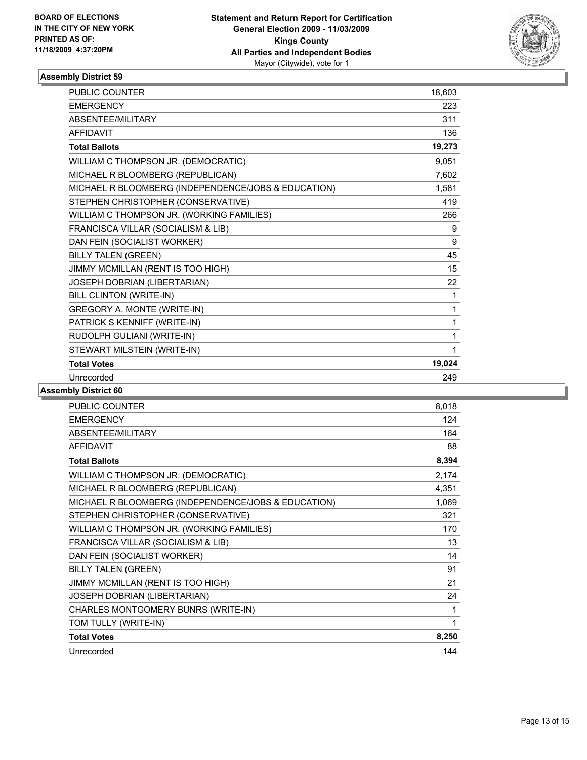**BOARD OF ELECTIONS IN THE CITY OF NEW YORK PRINTED AS OF: 11/18/2009 4:37:20PM**

**Statement and Return Report for Certification**
**General Election 2009 - 11/03/2009**
**Kings County**
**All Parties and Independent Bodies**
Mayor (Citywide), vote for 1

### Assembly District 59

| | |
|---|---|
| PUBLIC COUNTER | 18,603 |
| EMERGENCY | 223 |
| ABSENTEE/MILITARY | 311 |
| AFFIDAVIT | 136 |
| **Total Ballots** | **19,273** |
| WILLIAM C THOMPSON JR. (DEMOCRATIC) | 9,051 |
| MICHAEL R BLOOMBERG (REPUBLICAN) | 7,602 |
| MICHAEL R BLOOMBERG (INDEPENDENCE/JOBS & EDUCATION) | 1,581 |
| STEPHEN CHRISTOPHER (CONSERVATIVE) | 419 |
| WILLIAM C THOMPSON JR. (WORKING FAMILIES) | 266 |
| FRANCISCA VILLAR (SOCIALISM & LIB) | 9 |
| DAN FEIN (SOCIALIST WORKER) | 9 |
| BILLY TALEN (GREEN) | 45 |
| JIMMY MCMILLAN (RENT IS TOO HIGH) | 15 |
| JOSEPH DOBRIAN (LIBERTARIAN) | 22 |
| BILL CLINTON (WRITE-IN) | 1 |
| GREGORY A. MONTE (WRITE-IN) | 1 |
| PATRICK S KENNIFF (WRITE-IN) | 1 |
| RUDOLPH GULIANI (WRITE-IN) | 1 |
| STEWART MILSTEIN (WRITE-IN) | 1 |
| **Total Votes** | **19,024** |
| Unrecorded | 249 |

### Assembly District 60

| | |
|---|---|
| PUBLIC COUNTER | 8,018 |
| EMERGENCY | 124 |
| ABSENTEE/MILITARY | 164 |
| AFFIDAVIT | 88 |
| **Total Ballots** | **8,394** |
| WILLIAM C THOMPSON JR. (DEMOCRATIC) | 2,174 |
| MICHAEL R BLOOMBERG (REPUBLICAN) | 4,351 |
| MICHAEL R BLOOMBERG (INDEPENDENCE/JOBS & EDUCATION) | 1,069 |
| STEPHEN CHRISTOPHER (CONSERVATIVE) | 321 |
| WILLIAM C THOMPSON JR. (WORKING FAMILIES) | 170 |
| FRANCISCA VILLAR (SOCIALISM & LIB) | 13 |
| DAN FEIN (SOCIALIST WORKER) | 14 |
| BILLY TALEN (GREEN) | 91 |
| JIMMY MCMILLAN (RENT IS TOO HIGH) | 21 |
| JOSEPH DOBRIAN (LIBERTARIAN) | 24 |
| CHARLES MONTGOMERY BUNRS (WRITE-IN) | 1 |
| TOM TULLY (WRITE-IN) | 1 |
| **Total Votes** | **8,250** |
| Unrecorded | 144 |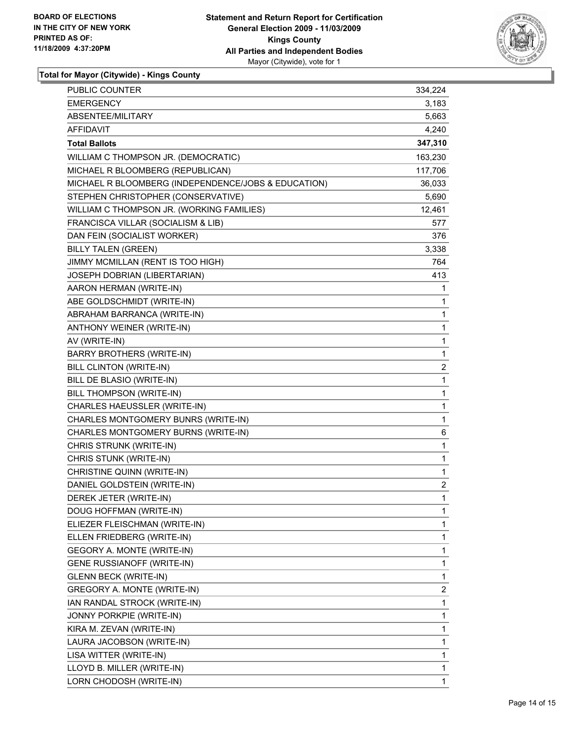**BOARD OF ELECTIONS IN THE CITY OF NEW YORK PRINTED AS OF: 11/18/2009 4:37:20PM**

**Statement and Return Report for Certification General Election 2009 - 11/03/2009 Kings County All Parties and Independent Bodies**
Mayor (Citywide), vote for 1

### Total for Mayor (Citywide) - Kings County

| | |
|---|---|
| PUBLIC COUNTER | 334,224 |
| EMERGENCY | 3,183 |
| ABSENTEE/MILITARY | 5,663 |
| AFFIDAVIT | 4,240 |
| **Total Ballots** | **347,310** |
| WILLIAM C THOMPSON JR. (DEMOCRATIC) | 163,230 |
| MICHAEL R BLOOMBERG (REPUBLICAN) | 117,706 |
| MICHAEL R BLOOMBERG (INDEPENDENCE/JOBS & EDUCATION) | 36,033 |
| STEPHEN CHRISTOPHER (CONSERVATIVE) | 5,690 |
| WILLIAM C THOMPSON JR. (WORKING FAMILIES) | 12,461 |
| FRANCISCA VILLAR (SOCIALISM & LIB) | 577 |
| DAN FEIN (SOCIALIST WORKER) | 376 |
| BILLY TALEN (GREEN) | 3,338 |
| JIMMY MCMILLAN (RENT IS TOO HIGH) | 764 |
| JOSEPH DOBRIAN (LIBERTARIAN) | 413 |
| AARON HERMAN (WRITE-IN) | 1 |
| ABE GOLDSCHMIDT (WRITE-IN) | 1 |
| ABRAHAM BARRANCA (WRITE-IN) | 1 |
| ANTHONY WEINER (WRITE-IN) | 1 |
| AV (WRITE-IN) | 1 |
| BARRY BROTHERS (WRITE-IN) | 1 |
| BILL CLINTON (WRITE-IN) | 2 |
| BILL DE BLASIO (WRITE-IN) | 1 |
| BILL THOMPSON (WRITE-IN) | 1 |
| CHARLES HAEUSSLER (WRITE-IN) | 1 |
| CHARLES MONTGOMERY BUNRS (WRITE-IN) | 1 |
| CHARLES MONTGOMERY BURNS (WRITE-IN) | 6 |
| CHRIS STRUNK (WRITE-IN) | 1 |
| CHRIS STUNK (WRITE-IN) | 1 |
| CHRISTINE QUINN (WRITE-IN) | 1 |
| DANIEL GOLDSTEIN (WRITE-IN) | 2 |
| DEREK JETER (WRITE-IN) | 1 |
| DOUG HOFFMAN (WRITE-IN) | 1 |
| ELIEZER FLEISCHMAN (WRITE-IN) | 1 |
| ELLEN FRIEDBERG (WRITE-IN) | 1 |
| GEGORY A. MONTE (WRITE-IN) | 1 |
| GENE RUSSIANOFF (WRITE-IN) | 1 |
| GLENN BECK (WRITE-IN) | 1 |
| GREGORY A. MONTE (WRITE-IN) | 2 |
| IAN RANDAL STROCK (WRITE-IN) | 1 |
| JONNY PORKPIE (WRITE-IN) | 1 |
| KIRA M. ZEVAN (WRITE-IN) | 1 |
| LAURA JACOBSON (WRITE-IN) | 1 |
| LISA WITTER (WRITE-IN) | 1 |
| LLOYD B. MILLER (WRITE-IN) | 1 |
| LORN CHODOSH (WRITE-IN) | 1 |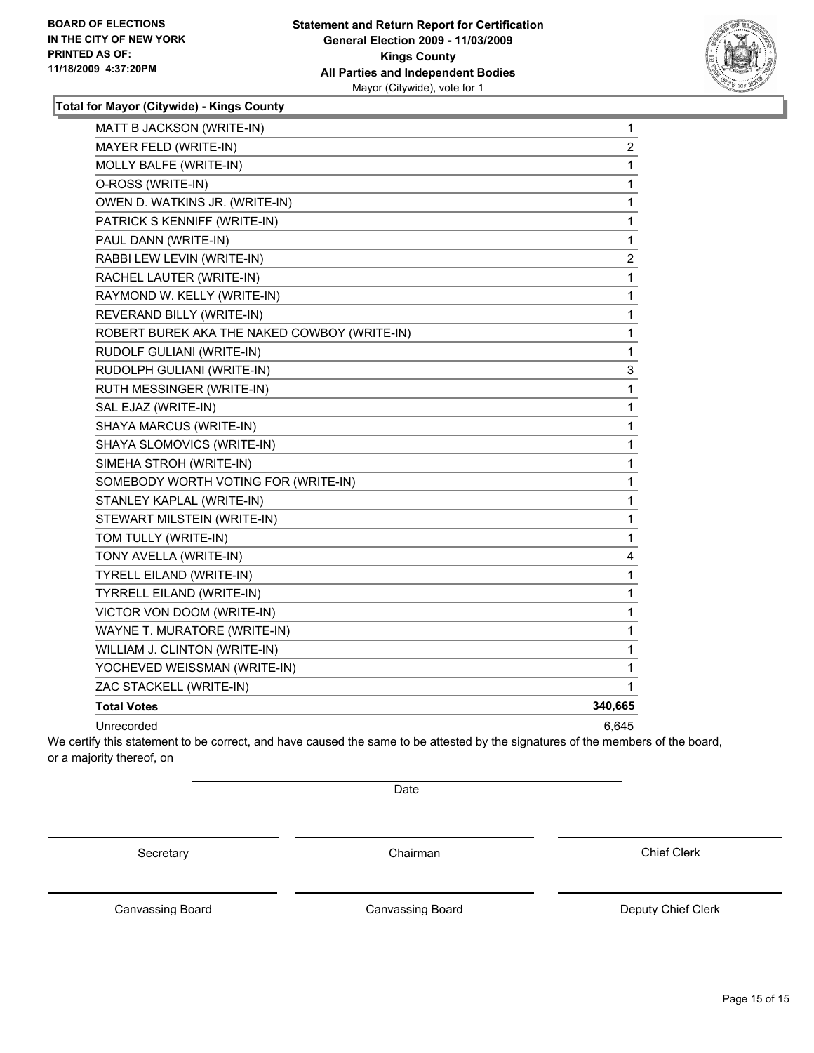BOARD OF ELECTIONS
IN THE CITY OF NEW YORK
PRINTED AS OF:
11/18/2009 4:37:20PM

**Statement and Return Report for Certification**
**General Election 2009 - 11/03/2009**
**Kings County**
**All Parties and Independent Bodies**
Mayor (Citywide), vote for 1

**Total for Mayor (Citywide) - Kings County**

| | |
|---|---|
| MATT B JACKSON (WRITE-IN) | 1 |
| MAYER FELD (WRITE-IN) | 2 |
| MOLLY BALFE (WRITE-IN) | 1 |
| O-ROSS (WRITE-IN) | 1 |
| OWEN D. WATKINS JR. (WRITE-IN) | 1 |
| PATRICK S KENNIFF (WRITE-IN) | 1 |
| PAUL DANN (WRITE-IN) | 1 |
| RABBI LEW LEVIN (WRITE-IN) | 2 |
| RACHEL LAUTER (WRITE-IN) | 1 |
| RAYMOND W. KELLY (WRITE-IN) | 1 |
| REVERAND BILLY (WRITE-IN) | 1 |
| ROBERT BUREK AKA THE NAKED COWBOY (WRITE-IN) | 1 |
| RUDOLF GULIANI (WRITE-IN) | 1 |
| RUDOLPH GULIANI (WRITE-IN) | 3 |
| RUTH MESSINGER (WRITE-IN) | 1 |
| SAL EJAZ (WRITE-IN) | 1 |
| SHAYA MARCUS (WRITE-IN) | 1 |
| SHAYA SLOMOVICS (WRITE-IN) | 1 |
| SIMEHA STROH (WRITE-IN) | 1 |
| SOMEBODY WORTH VOTING FOR (WRITE-IN) | 1 |
| STANLEY KAPLAL (WRITE-IN) | 1 |
| STEWART MILSTEIN (WRITE-IN) | 1 |
| TOM TULLY (WRITE-IN) | 1 |
| TONY AVELLA (WRITE-IN) | 4 |
| TYRELL EILAND (WRITE-IN) | 1 |
| TYRRELL EILAND (WRITE-IN) | 1 |
| VICTOR VON DOOM (WRITE-IN) | 1 |
| WAYNE T. MURATORE (WRITE-IN) | 1 |
| WILLIAM J. CLINTON (WRITE-IN) | 1 |
| YOCHEVED WEISSMAN (WRITE-IN) | 1 |
| ZAC STACKELL (WRITE-IN) | 1 |
| **Total Votes** | **340,665** |
| Unrecorded | 6,645 |

We certify this statement to be correct, and have caused the same to be attested by the signatures of the members of the board, or a majority thereof, on

Date

Secretary | Chairman | Chief Clerk

Canvassing Board | Canvassing Board | Deputy Chief Clerk